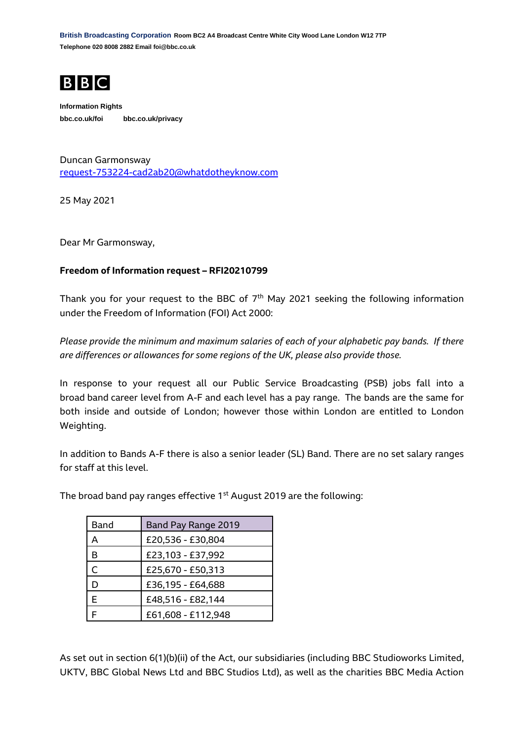**British Broadcasting Corporation** **Room BC2 A4 Broadcast Centre White City Wood Lane London W12 7TP**
**Telephone 020 8008 2882 Email foi@bbc.co.uk**

**BBC**

**Information Rights**
**bbc.co.uk/foi** **bbc.co.uk/privacy**

Duncan Garmonsway
request-753224-cad2ab20@whatdotheyknow.com

25 May 2021

Dear Mr Garmonsway,

**Freedom of Information request – RFI20210799**

Thank you for your request to the BBC of 7th May 2021 seeking the following information under the Freedom of Information (FOI) Act 2000:

*Please provide the minimum and maximum salaries of each of your alphabetic pay bands. If there are differences or allowances for some regions of the UK, please also provide those.*

In response to your request all our Public Service Broadcasting (PSB) jobs fall into a broad band career level from A-F and each level has a pay range. The bands are the same for both inside and outside of London; however those within London are entitled to London Weighting.

In addition to Bands A-F there is also a senior leader (SL) Band. There are no set salary ranges for staff at this level.

The broad band pay ranges effective 1st August 2019 are the following:

| Band | Band Pay Range 2019 |
|---|---|
| A | £20,536 - £30,804 |
| B | £23,103 - £37,992 |
| C | £25,670 - £50,313 |
| D | £36,195 - £64,688 |
| E | £48,516 - £82,144 |
| F | £61,608 - £112,948 |

As set out in section 6(1)(b)(ii) of the Act, our subsidiaries (including BBC Studioworks Limited, UKTV, BBC Global News Ltd and BBC Studios Ltd), as well as the charities BBC Media Action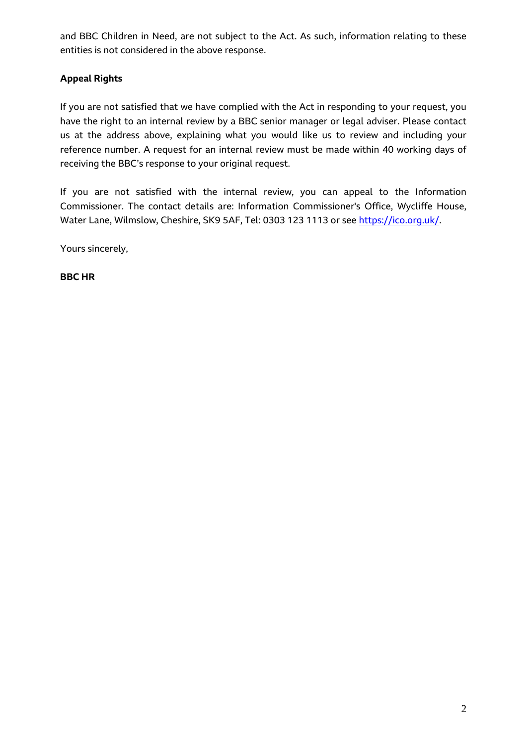and BBC Children in Need, are not subject to the Act. As such, information relating to these entities is not considered in the above response.

**Appeal Rights**

If you are not satisfied that we have complied with the Act in responding to your request, you have the right to an internal review by a BBC senior manager or legal adviser. Please contact us at the address above, explaining what you would like us to review and including your reference number. A request for an internal review must be made within 40 working days of receiving the BBC's response to your original request.

If you are not satisfied with the internal review, you can appeal to the Information Commissioner. The contact details are: Information Commissioner's Office, Wycliffe House, Water Lane, Wilmslow, Cheshire, SK9 5AF, Tel: 0303 123 1113 or see https://ico.org.uk/.

Yours sincerely,

**BBC HR**